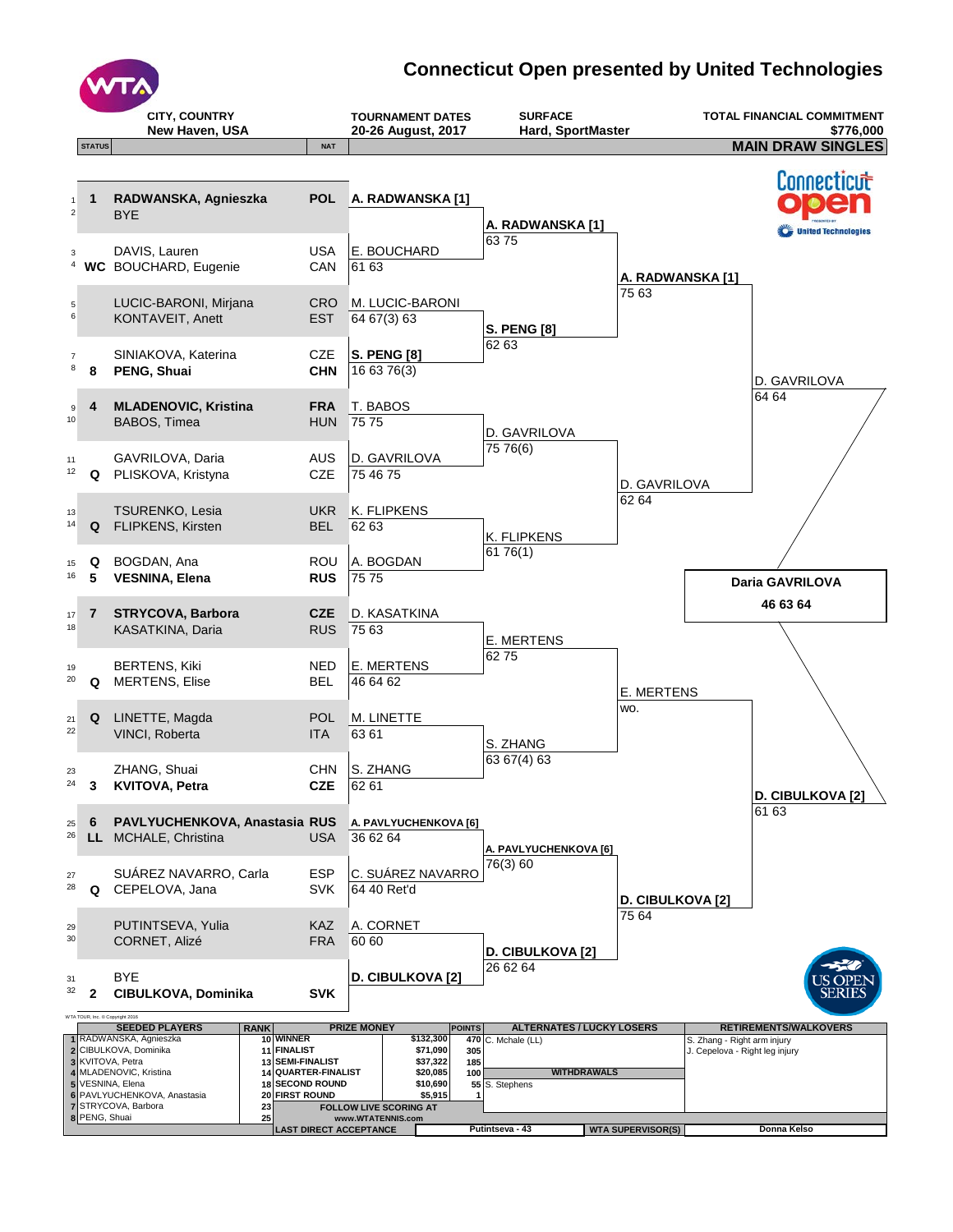# Connecticut Open presented by United Technologies

| CITY, COUNTRY | TOURNAMENT DATES | SURFACE | TOTAL FINANCIAL COMMITMENT |
|---|---|---|---|
| New Haven, USA | 20-26 August, 2017 | Hard, SportMaster | $776,000 |

## MAIN DRAW SINGLES

| # | STATUS | Player | NAT | First Round | Second Round | Quarterfinals | Semifinals | Final |
|---|---|---|---|---|---|---|---|---|
| 1 | 1 | **RADWANSKA, Agnieszka** | **POL** | **A. RADWANSKA [1]** | **A. RADWANSKA [1]** 63 75 | **A. RADWANSKA [1]** 75 63 | D. GAVRILOVA 64 64 | **Daria GAVRILOVA** 46 63 64 |
| 2 | | BYE | | | | | | |
| 3 | | DAVIS, Lauren | USA | E. BOUCHARD 61 63 | | | | |
| 4 | WC | BOUCHARD, Eugenie | CAN | | | | | |
| 5 | | LUCIC-BARONI, Mirjana | CRO | M. LUCIC-BARONI 64 67(3) 63 | **S. PENG [8]** 62 63 | | | |
| 6 | | KONTAVEIT, Anett | EST | | | | | |
| 7 | | SINIAKOVA, Katerina | CZE | **S. PENG [8]** 16 63 76(3) | | | | |
| 8 | 8 | **PENG, Shuai** | **CHN** | | | | | |
| 9 | 4 | **MLADENOVIC, Kristina** | **FRA** | T. BABOS 75 75 | D. GAVRILOVA 75 76(6) | D. GAVRILOVA 62 64 | | |
| 10 | | BABOS, Timea | HUN | | | | | |
| 11 | | GAVRILOVA, Daria | AUS | D. GAVRILOVA 75 46 75 | | | | |
| 12 | Q | PLISKOVA, Kristyna | CZE | | | | | |
| 13 | | TSURENKO, Lesia | UKR | K. FLIPKENS 62 63 | K. FLIPKENS 61 76(1) | | | |
| 14 | Q | FLIPKENS, Kirsten | BEL | | | | | |
| 15 | Q | BOGDAN, Ana | ROU | A. BOGDAN 75 75 | | | | |
| 16 | 5 | **VESNINA, Elena** | **RUS** | | | | | |
| 17 | 7 | **STRYCOVA, Barbora** | **CZE** | D. KASATKINA 75 63 | E. MERTENS 62 75 | E. MERTENS wo. | **D. CIBULKOVA [2]** 61 63 | |
| 18 | | KASATKINA, Daria | RUS | | | | | |
| 19 | | BERTENS, Kiki | NED | E. MERTENS 46 64 62 | | | | |
| 20 | Q | MERTENS, Elise | BEL | | | | | |
| 21 | Q | LINETTE, Magda | POL | M. LINETTE 63 61 | S. ZHANG 63 67(4) 63 | | | |
| 22 | | VINCI, Roberta | ITA | | | | | |
| 23 | | ZHANG, Shuai | CHN | S. ZHANG 62 61 | | | | |
| 24 | 3 | **KVITOVA, Petra** | **CZE** | | | | | |
| 25 | 6 | **PAVLYUCHENKOVA, Anastasia** | **RUS** | **A. PAVLYUCHENKOVA [6]** 36 62 64 | **A. PAVLYUCHENKOVA [6]** 76(3) 60 | **D. CIBULKOVA [2]** 75 64 | | |
| 26 | LL | MCHALE, Christina | USA | | | | | |
| 27 | | SUÁREZ NAVARRO, Carla | ESP | C. SUÁREZ NAVARRO 64 40 Ret'd | | | | |
| 28 | Q | CEPELOVA, Jana | SVK | | | | | |
| 29 | | PUTINTSEVA, Yulia | KAZ | A. CORNET 60 60 | **D. CIBULKOVA [2]** 26 62 64 | | | |
| 30 | | CORNET, Alizé | FRA | | | | | |
| 31 | | BYE | | **D. CIBULKOVA [2]** | | | | |
| 32 | 2 | **CIBULKOVA, Dominika** | **SVK** | | | | | |

WTA TOUR, Inc. © Copyright 2016

| SEEDED PLAYERS | RANK | PRIZE MONEY | | POINTS |
|---|---|---|---|---|
| 1 RADWANSKA, Agnieszka | 10 | WINNER | $132,300 | 470 |
| 2 CIBULKOVA, Dominika | 11 | FINALIST | $71,090 | 305 |
| 3 KVITOVA, Petra | 13 | SEMI-FINALIST | $37,322 | 185 |
| 4 MLADENOVIC, Kristina | 14 | QUARTER-FINALIST | $20,085 | 100 |
| 5 VESNINA, Elena | 18 | SECOND ROUND | $10,690 | 55 |
| 6 PAVLYUCHENKOVA, Anastasia | 20 | FIRST ROUND | $5,915 | 1 |
| 7 STRYCOVA, Barbora | 23 | FOLLOW LIVE SCORING AT | | |
| 8 PENG, Shuai | 25 | www.WTATENNIS.com | | |

**ALTERNATES / LUCKY LOSERS:** C. Mchale (LL)

**WITHDRAWALS:** S. Stephens

**RETIREMENTS/WALKOVERS:**
S. Zhang - Right arm injury
J. Cepelova - Right leg injury

**LAST DIRECT ACCEPTANCE:** Putintseva - 43

**WTA SUPERVISOR(S):** Donna Kelso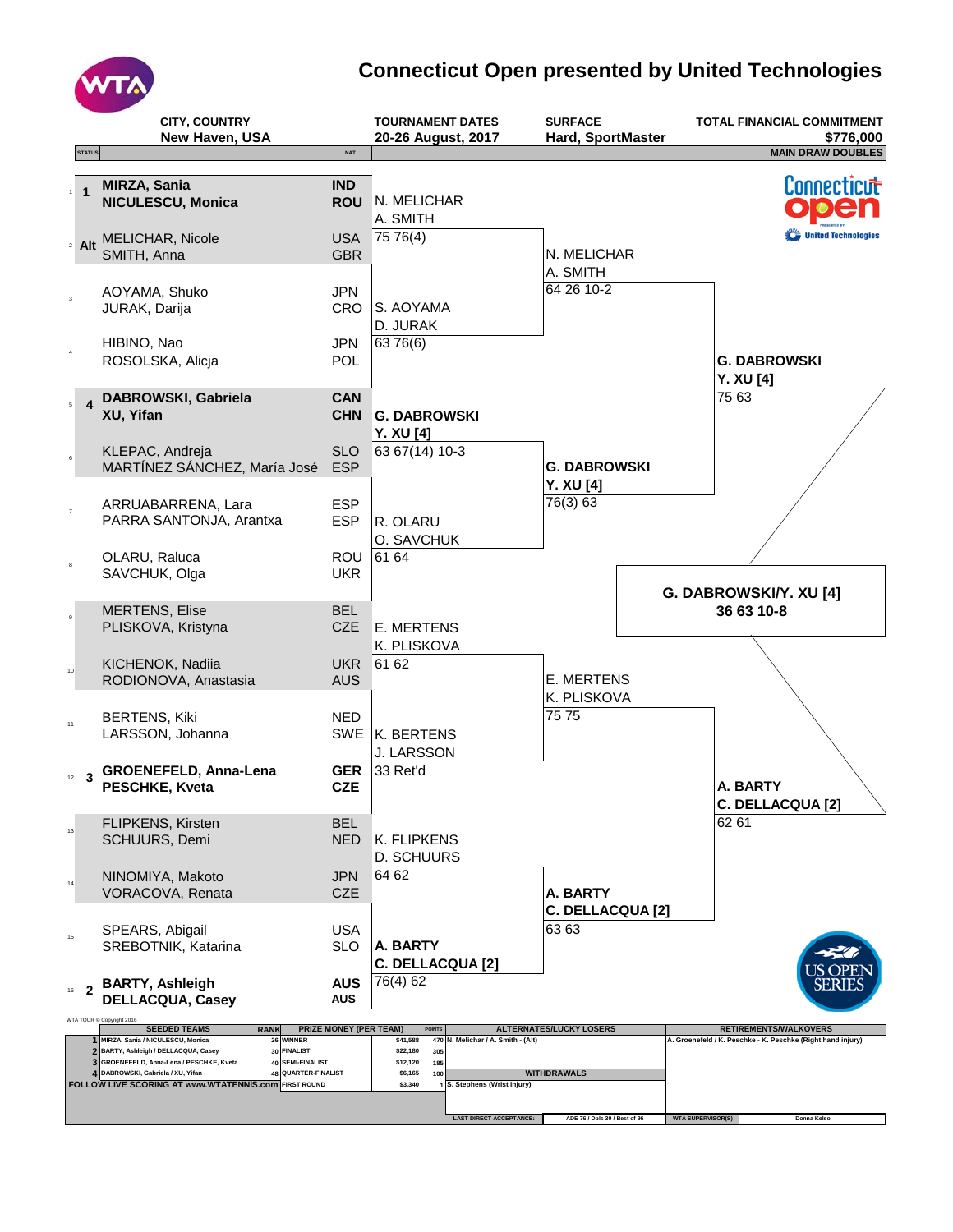# Connecticut Open presented by United Technologies

| CITY, COUNTRY | TOURNAMENT DATES | SURFACE | TOTAL FINANCIAL COMMITMENT |
|---|---|---|---|
| New Haven, USA | 20-26 August, 2017 | Hard, SportMaster | $776,000 |

**MAIN DRAW DOUBLES**

| # | STATUS | Team | NAT. | Round 1 | Quarterfinals | Semifinals | Final |
|---|---|---|---|---|---|---|---|
| 1 | 1 | **MIRZA, Sania** / **NICULESCU, Monica** | **IND** / **ROU** | N. MELICHAR / A. SMITH 75 76(4) | N. MELICHAR / A. SMITH 64 26 10-2 | **G. DABROWSKI / Y. XU [4]** 75 63 | **G. DABROWSKI/Y. XU [4]** 36 63 10-8 |
| 2 | Alt | MELICHAR, Nicole / SMITH, Anna | USA / GBR | | | | |
| 3 | | AOYAMA, Shuko / JURAK, Darija | JPN / CRO | S. AOYAMA / D. JURAK 63 76(6) | | | |
| 4 | | HIBINO, Nao / ROSOLSKA, Alicja | JPN / POL | | | | |
| 5 | 4 | **DABROWSKI, Gabriela** / **XU, Yifan** | **CAN** / **CHN** | **G. DABROWSKI / Y. XU [4]** 63 67(14) 10-3 | **G. DABROWSKI / Y. XU [4]** 76(3) 63 | | |
| 6 | | KLEPAC, Andreja / MARTÍNEZ SÁNCHEZ, María José | SLO / ESP | | | | |
| 7 | | ARRUABARRENA, Lara / PARRA SANTONJA, Arantxa | ESP / ESP | R. OLARU / O. SAVCHUK 61 64 | | | |
| 8 | | OLARU, Raluca / SAVCHUK, Olga | ROU / UKR | | | | |
| 9 | | MERTENS, Elise / PLISKOVA, Kristyna | BEL / CZE | E. MERTENS / K. PLISKOVA 61 62 | E. MERTENS / K. PLISKOVA 75 75 | **A. BARTY / C. DELLACQUA [2]** 62 61 | |
| 10 | | KICHENOK, Nadiia / RODIONOVA, Anastasia | UKR / AUS | | | | |
| 11 | | BERTENS, Kiki / LARSSON, Johanna | NED / SWE | K. BERTENS / J. LARSSON 33 Ret'd | | | |
| 12 | 3 | **GROENEFELD, Anna-Lena** / **PESCHKE, Kveta** | **GER** / **CZE** | | | | |
| 13 | | FLIPKENS, Kirsten / SCHUURS, Demi | BEL / NED | K. FLIPKENS / D. SCHUURS 64 62 | **A. BARTY / C. DELLACQUA [2]** 63 63 | | |
| 14 | | NINOMIYA, Makoto / VORACOVA, Renata | JPN / CZE | | | | |
| 15 | | SPEARS, Abigail / SREBOTNIK, Katarina | USA / SLO | **A. BARTY / C. DELLACQUA [2]** 76(4) 62 | | | |
| 16 | 2 | **BARTY, Ashleigh** / **DELLACQUA, Casey** | **AUS** / **AUS** | | | | |

WTA TOUR © Copyright 2016

| | SEEDED TEAMS | RANK |
|---|---|---|
| 1 | MIRZA, Sania / NICULESCU, Monica | 26 |
| 2 | BARTY, Ashleigh / DELLACQUA, Casey | 30 |
| 3 | GROENEFELD, Anna-Lena / PESCHKE, Kveta | 40 |
| 4 | DABROWSKI, Gabriela / XU, Yifan | 48 |

| PRIZE MONEY (PER TEAM) | | POINTS |
|---|---|---|
| WINNER | $41,588 | 470 |
| FINALIST | $22,180 | 305 |
| SEMI-FINALIST | $12,120 | 185 |
| QUARTER-FINALIST | $6,165 | 100 |
| FIRST ROUND | $3,340 | 1 |

FOLLOW LIVE SCORING AT www.WTATENNIS.com

**ALTERNATES/LUCKY LOSERS**
N. Melichar / A. Smith - (Alt)

**WITHDRAWALS**
S. Stephens (Wrist injury)

**RETIREMENTS/WALKOVERS**
A. Groenefeld / K. Peschke - K. Peschke (Right hand injury)

LAST DIRECT ACCEPTANCE: ADE 76 / Dbls 30 / Best of 96

WTA SUPERVISOR(S): Donna Kelso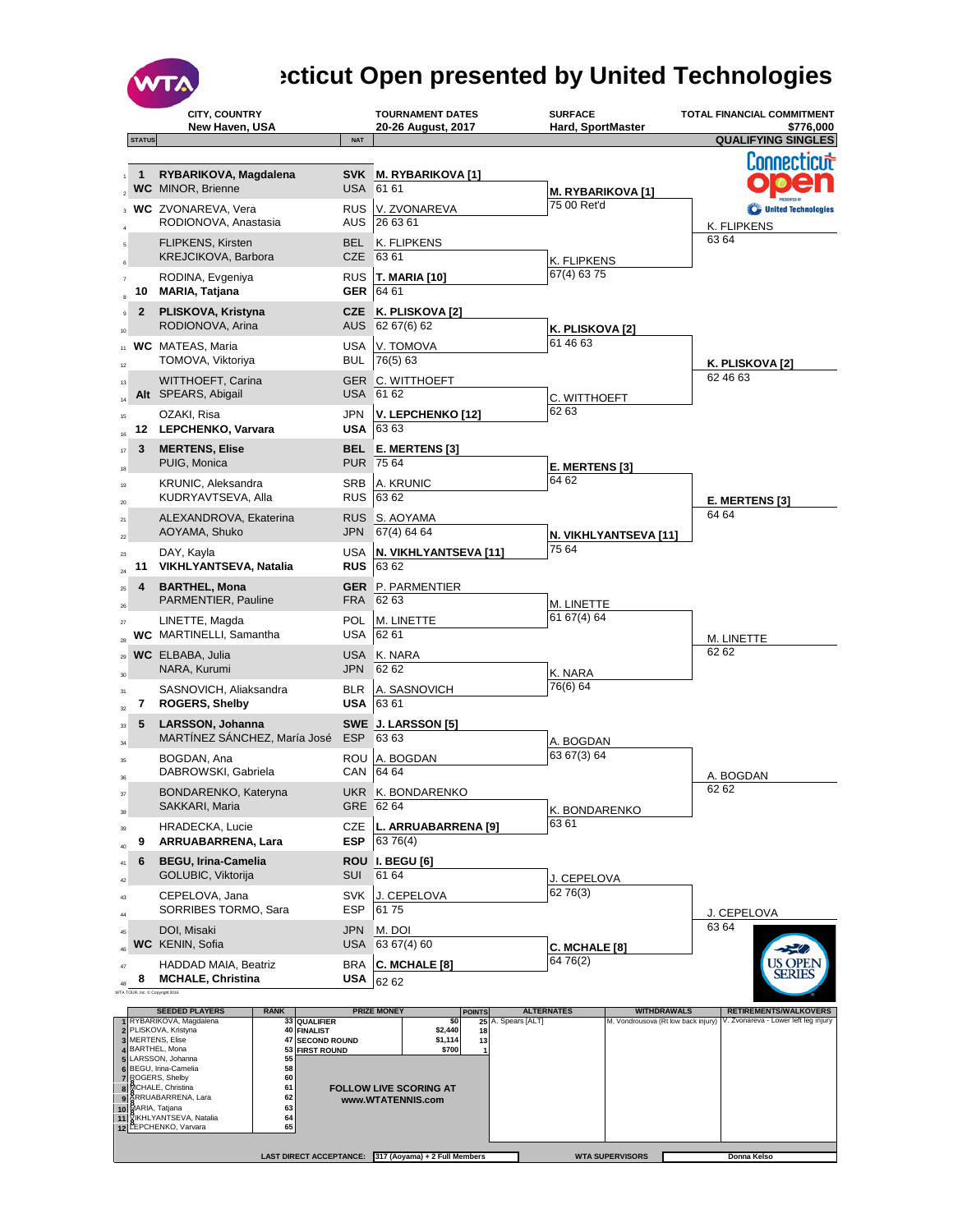# ecticut Open presented by United Technologies

| CITY, COUNTRY | TOURNAMENT DATES | SURFACE | TOTAL FINANCIAL COMMITMENT |
|---|---|---|---|
| New Haven, USA | 20-26 August, 2017 | Hard, SportMaster | $776,000 |

## QUALIFYING SINGLES

| # | STATUS | Player | NAT | Round 1 | Round 2 | Qualifiers |
|---|---|---|---|---|---|---|
| 1 | 1 | **RYBARIKOVA, Magdalena** | **SVK** | **M. RYBARIKOVA [1]** | | |
| 2 | WC | MINOR, Brienne | USA | 61 61 | **M. RYBARIKOVA [1]** | |
| 3 | WC | ZVONAREVA, Vera | RUS | V. ZVONAREVA | 75 00 Ret'd | |
| 4 | | RODIONOVA, Anastasia | AUS | 26 63 61 | | K. FLIPKENS |
| 5 | | FLIPKENS, Kirsten | BEL | K. FLIPKENS | | 63 64 |
| 6 | | KREJCIKOVA, Barbora | CZE | 63 61 | K. FLIPKENS | |
| 7 | | RODINA, Evgeniya | RUS | **T. MARIA [10]** | 67(4) 63 75 | |
| 8 | 10 | **MARIA, Tatjana** | **GER** | 64 61 | | |
| 9 | 2 | **PLISKOVA, Kristyna** | **CZE** | **K. PLISKOVA [2]** | | |
| 10 | | RODIONOVA, Arina | AUS | 62 67(6) 62 | **K. PLISKOVA [2]** | |
| 11 | WC | MATEAS, Maria | USA | V. TOMOVA | 61 46 63 | |
| 12 | | TOMOVA, Viktoriya | BUL | 76(5) 63 | | **K. PLISKOVA [2]** |
| 13 | | WITTHOEFT, Carina | GER | C. WITTHOEFT | | 62 46 63 |
| 14 | Alt | SPEARS, Abigail | USA | 61 62 | C. WITTHOEFT | |
| 15 | | OZAKI, Risa | JPN | **V. LEPCHENKO [12]** | 62 63 | |
| 16 | 12 | **LEPCHENKO, Varvara** | **USA** | 63 63 | | |
| 17 | 3 | **MERTENS, Elise** | **BEL** | **E. MERTENS [3]** | | |
| 18 | | PUIG, Monica | PUR | 75 64 | **E. MERTENS [3]** | |
| 19 | | KRUNIC, Aleksandra | SRB | A. KRUNIC | 64 62 | |
| 20 | | KUDRYAVTSEVA, Alla | RUS | 63 62 | | **E. MERTENS [3]** |
| 21 | | ALEXANDROVA, Ekaterina | RUS | S. AOYAMA | | 64 64 |
| 22 | | AOYAMA, Shuko | JPN | 67(4) 64 64 | **N. VIKHLYANTSEVA [11]** | |
| 23 | | DAY, Kayla | USA | **N. VIKHLYANTSEVA [11]** | 75 64 | |
| 24 | 11 | **VIKHLYANTSEVA, Natalia** | **RUS** | 63 62 | | |
| 25 | 4 | **BARTHEL, Mona** | **GER** | P. PARMENTIER | | |
| 26 | | PARMENTIER, Pauline | FRA | 62 63 | M. LINETTE | |
| 27 | | LINETTE, Magda | POL | M. LINETTE | 61 67(4) 64 | |
| 28 | WC | MARTINELLI, Samantha | USA | 62 61 | | M. LINETTE |
| 29 | WC | ELBABA, Julia | USA | K. NARA | | 62 62 |
| 30 | | NARA, Kurumi | JPN | 62 62 | K. NARA | |
| 31 | | SASNOVICH, Aliaksandra | BLR | A. SASNOVICH | 76(6) 64 | |
| 32 | 7 | **ROGERS, Shelby** | **USA** | 63 61 | | |
| 33 | 5 | **LARSSON, Johanna** | **SWE** | **J. LARSSON [5]** | | |
| 34 | | MARTÍNEZ SÁNCHEZ, María José | ESP | 63 63 | A. BOGDAN | |
| 35 | | BOGDAN, Ana | ROU | A. BOGDAN | 63 67(3) 64 | |
| 36 | | DABROWSKI, Gabriela | CAN | 64 64 | | A. BOGDAN |
| 37 | | BONDARENKO, Kateryna | UKR | K. BONDARENKO | | 62 62 |
| 38 | | SAKKARI, Maria | GRE | 62 64 | K. BONDARENKO | |
| 39 | | HRADECKA, Lucie | CZE | **L. ARRUABARRENA [9]** | 63 61 | |
| 40 | 9 | **ARRUABARRENA, Lara** | **ESP** | 63 76(4) | | |
| 41 | 6 | **BEGU, Irina-Camelia** | **ROU** | **I. BEGU [6]** | | |
| 42 | | GOLUBIC, Viktorija | SUI | 61 64 | J. CEPELOVA | |
| 43 | | CEPELOVA, Jana | SVK | J. CEPELOVA | 62 76(3) | |
| 44 | | SORRIBES TORMO, Sara | ESP | 61 75 | | J. CEPELOVA |
| 45 | | DOI, Misaki | JPN | M. DOI | | 63 64 |
| 46 | WC | KENIN, Sofia | USA | 63 67(4) 60 | **C. MCHALE [8]** | |
| 47 | | HADDAD MAIA, Beatriz | BRA | **C. MCHALE [8]** | 64 76(2) | |
| 48 | 8 | **MCHALE, Christina** | **USA** | 62 62 | | |

WTA TOUR, Inc. © Copyright 2016

| | SEEDED PLAYERS | RANK |
|---|---|---|
| 1 | RYBARIKOVA, Magdalena | 33 |
| 2 | PLISKOVA, Kristyna | 40 |
| 3 | MERTENS, Elise | 47 |
| 4 | BARTHEL, Mona | 53 |
| 5 | LARSSON, Johanna | 55 |
| 6 | BEGU, Irina-Camelia | 58 |
| 7 | ROGERS, Shelby | 60 |
| 8 | MCHALE, Christina | 61 |
| 9 | ARRUABARRENA, Lara | 62 |
| 10 | MARIA, Tatjana | 63 |
| 11 | VIKHLYANTSEVA, Natalia | 64 |
| 12 | LEPCHENKO, Varvara | 65 |

| PRIZE MONEY | | POINTS |
|---|---|---|
| QUALIFIER | $0 | 25 |
| FINALIST | $2,440 | 18 |
| SECOND ROUND | $1,114 | 13 |
| FIRST ROUND | $700 | 1 |

FOLLOW LIVE SCORING AT www.WTATENNIS.com

| ALTERNATES | WITHDRAWALS | RETIREMENTS/WALKOVERS |
|---|---|---|
| A. Spears [ALT] | M. Vondrousova (Rt low back injury) | V. Zvonareva - Lower left leg injury |

LAST DIRECT ACCEPTANCE: 317 (Aoyama) + 2 Full Members

WTA SUPERVISORS: Donna Kelso